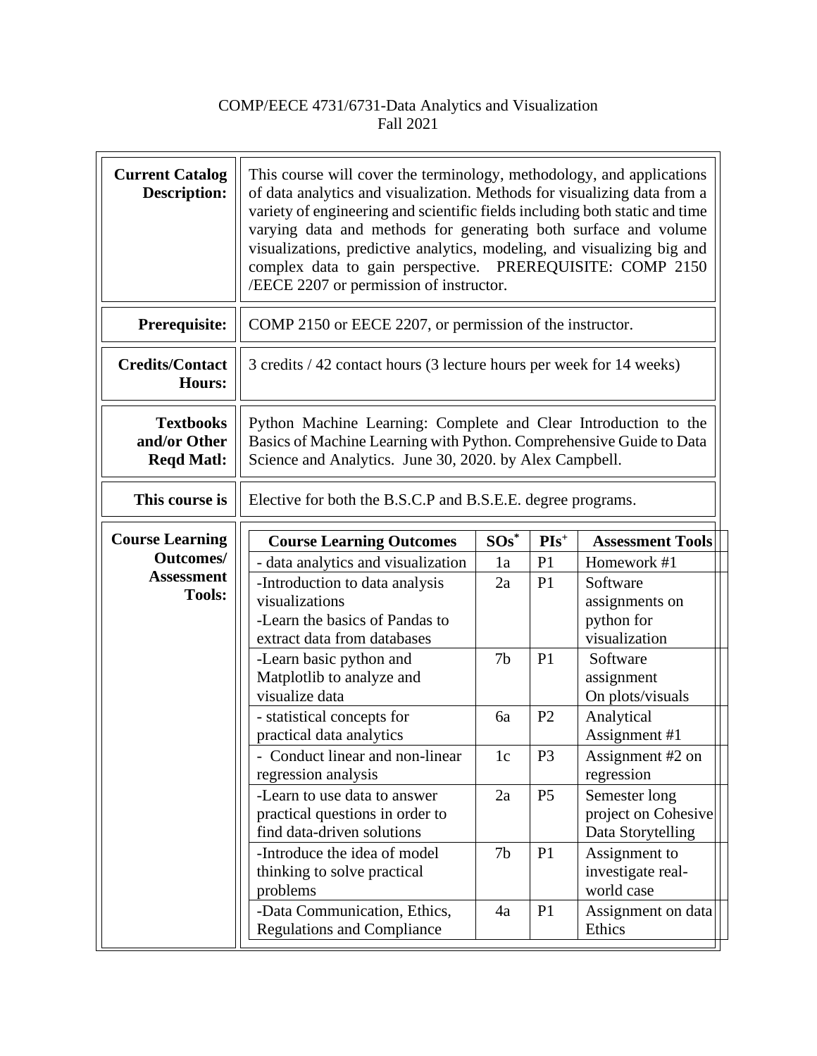COMP/EECE 4731/6731-Data Analytics and Visualization
Fall 2021

| | |
|---|---|
| **Current Catalog Description:** | This course will cover the terminology, methodology, and applications of data analytics and visualization. Methods for visualizing data from a variety of engineering and scientific fields including both static and time varying data and methods for generating both surface and volume visualizations, predictive analytics, modeling, and visualizing big and complex data to gain perspective. PREREQUISITE: COMP 2150 /EECE 2207 or permission of instructor. |
| **Prerequisite:** | COMP 2150 or EECE 2207, or permission of the instructor. |
| **Credits/Contact Hours:** | 3 credits / 42 contact hours (3 lecture hours per week for 14 weeks) |
| **Textbooks and/or Other Reqd Matl:** | Python Machine Learning: Complete and Clear Introduction to the Basics of Machine Learning with Python. Comprehensive Guide to Data Science and Analytics. June 30, 2020. by Alex Campbell. |
| **This course is** | Elective for both the B.S.C.P and B.S.E.E. degree programs. |

**Course Learning Outcomes/ Assessment Tools:**

| Course Learning Outcomes | SOs* | PIs+ | Assessment Tools |
|---|---|---|---|
| - data analytics and visualization | 1a | P1 | Homework #1 |
| -Introduction to data analysis visualizations<br>-Learn the basics of Pandas to extract data from databases | 2a | P1 | Software assignments on python for visualization |
| -Learn basic python and Matplotlib to analyze and visualize data | 7b | P1 | Software assignment On plots/visuals |
| - statistical concepts for practical data analytics | 6a | P2 | Analytical Assignment #1 |
| - Conduct linear and non-linear regression analysis | 1c | P3 | Assignment #2 on regression |
| -Learn to use data to answer practical questions in order to find data-driven solutions | 2a | P5 | Semester long project on Cohesive Data Storytelling |
| -Introduce the idea of model thinking to solve practical problems | 7b | P1 | Assignment to investigate real-world case |
| -Data Communication, Ethics, Regulations and Compliance | 4a | P1 | Assignment on data Ethics |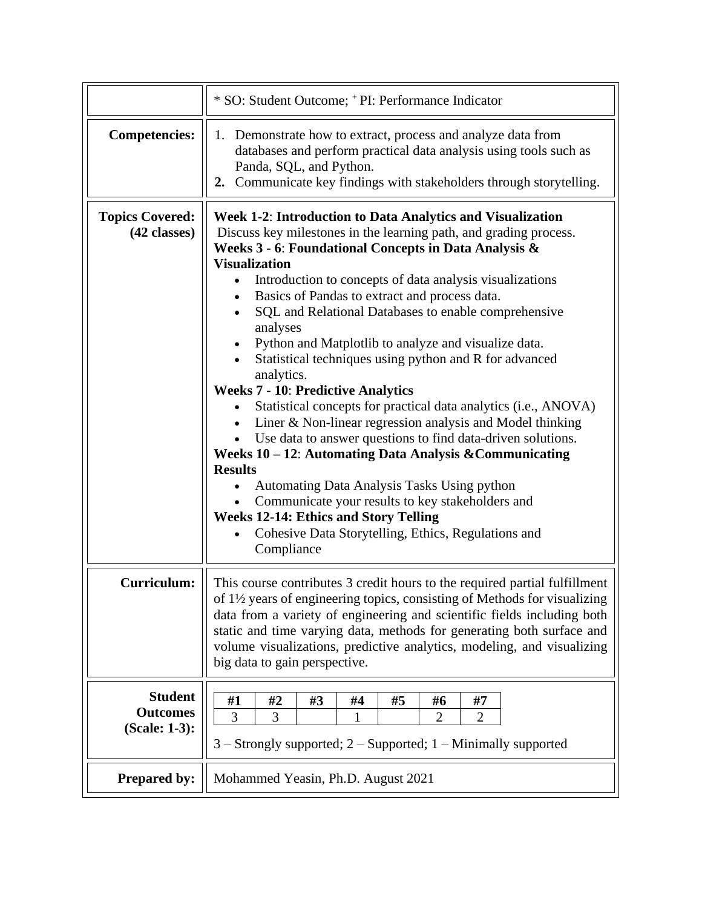| | |
|---|---|
| | * SO: Student Outcome; + PI: Performance Indicator |
| **Competencies:** | 1. Demonstrate how to extract, process and analyze data from databases and perform practical data analysis using tools such as Panda, SQL, and Python.<br>**2.** Communicate key findings with stakeholders through storytelling. |
| **Topics Covered: (42 classes)** | **Week 1-2**: **Introduction to Data Analytics and Visualization**<br>Discuss key milestones in the learning path, and grading process.<br>**Weeks 3 - 6**: **Foundational Concepts in Data Analysis & Visualization**<br>• Introduction to concepts of data analysis visualizations<br>• Basics of Pandas to extract and process data.<br>• SQL and Relational Databases to enable comprehensive analyses<br>• Python and Matplotlib to analyze and visualize data.<br>• Statistical techniques using python and R for advanced analytics.<br>**Weeks 7 - 10**: **Predictive Analytics**<br>• Statistical concepts for practical data analytics (i.e., ANOVA)<br>• Liner & Non-linear regression analysis and Model thinking<br>• Use data to answer questions to find data-driven solutions.<br>**Weeks 10 – 12**: **Automating Data Analysis &Communicating Results**<br>• Automating Data Analysis Tasks Using python<br>• Communicate your results to key stakeholders and<br>**Weeks 12-14: Ethics and Story Telling**<br>• Cohesive Data Storytelling, Ethics, Regulations and Compliance |
| **Curriculum:** | This course contributes 3 credit hours to the required partial fulfillment of 1½ years of engineering topics, consisting of Methods for visualizing data from a variety of engineering and scientific fields including both static and time varying data, methods for generating both surface and volume visualizations, predictive analytics, modeling, and visualizing big data to gain perspective. |
| **Student Outcomes (Scale: 1-3):** | See table below.<br>3 – Strongly supported; 2 – Supported; 1 – Minimally supported |
| **Prepared by:** | Mohammed Yeasin, Ph.D. August 2021 |

| #1 | #2 | #3 | #4 | #5 | #6 | #7 |
|---|---|---|---|---|---|---|
| 3 | 3 | | 1 | | 2 | 2 |